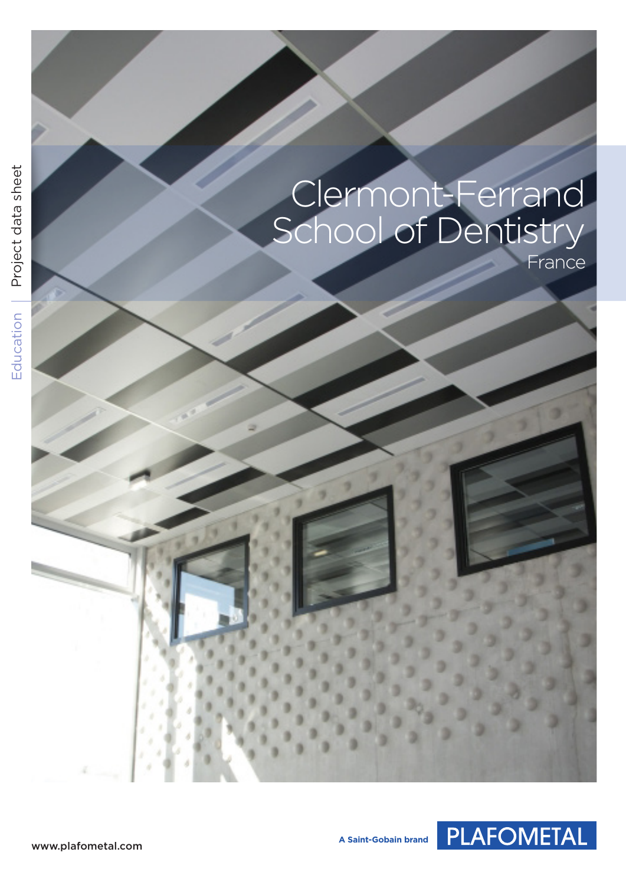Project data sheet | Education

# Clermont-Ferrand School of Dentistry

France

www.plafometal.com

A Saint-Gobain brand

PLAFOMETAL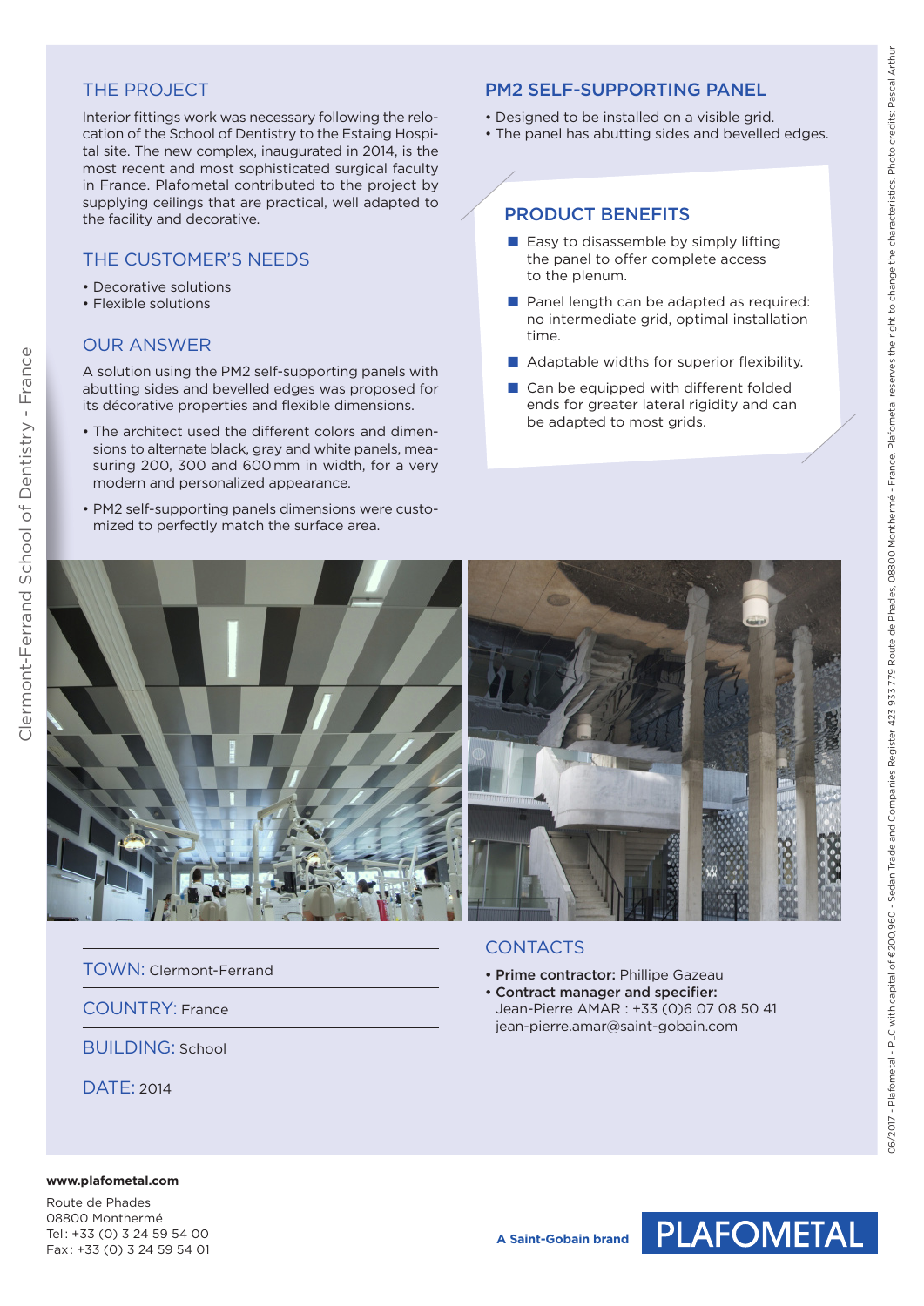Clermont-Ferrand School of Dentistry - France

## THE PROJECT

Interior fittings work was necessary following the relocation of the School of Dentistry to the Estaing Hospital site. The new complex, inaugurated in 2014, is the most recent and most sophisticated surgical faculty in France. Plafometal contributed to the project by supplying ceilings that are practical, well adapted to the facility and decorative.

## THE CUSTOMER'S NEEDS

- Decorative solutions
- Flexible solutions

## OUR ANSWER

A solution using the PM2 self-supporting panels with abutting sides and bevelled edges was proposed for its décorative properties and flexible dimensions.

- The architect used the different colors and dimensions to alternate black, gray and white panels, measuring 200, 300 and 600 mm in width, for a very modern and personalized appearance.
- PM2 self-supporting panels dimensions were customized to perfectly match the surface area.

## PM2 SELF-SUPPORTING PANEL

- Designed to be installed on a visible grid.
- The panel has abutting sides and bevelled edges.

## PRODUCT BENEFITS

- Easy to disassemble by simply lifting the panel to offer complete access to the plenum.
- Panel length can be adapted as required: no intermediate grid, optimal installation time.
- Adaptable widths for superior flexibility.
- Can be equipped with different folded ends for greater lateral rigidity and can be adapted to most grids.

TOWN: Clermont-Ferrand

COUNTRY: France

BUILDING: School

DATE: 2014

## CONTACTS

- **Prime contractor:** Phillipe Gazeau
- **Contract manager and specifier:**
  Jean-Pierre AMAR : +33 (0)6 07 08 50 41
  jean-pierre.amar@saint-gobain.com

**www.plafometal.com**

Route de Phades
08800 Monthermé
Tel: +33 (0) 3 24 59 54 00
Fax: +33 (0) 3 24 59 54 01

**A Saint-Gobain brand** PLAFOMETAL

06/2017 - Plafometal - PLC with capital of €200,960 - Sedan Trade and Companies Register 423 933 779 Route de Phades, 08800 Monthermé - France. Plafometal reserves the right to change the characteristics. Photo credits: Pascal Arthur